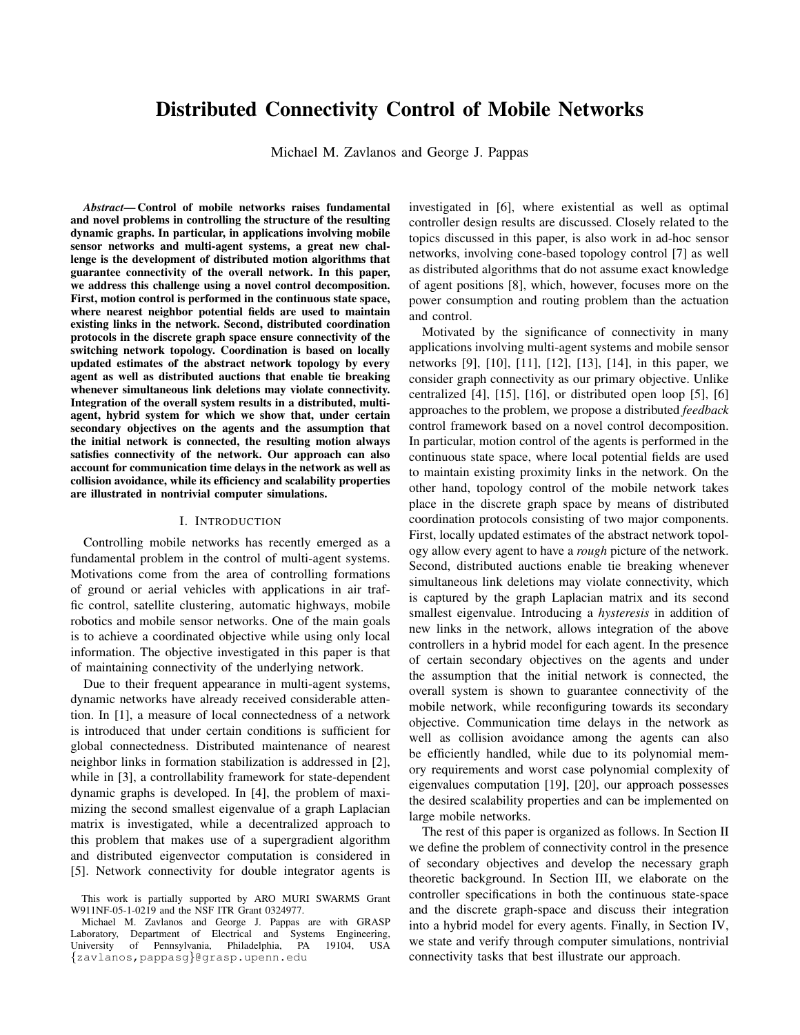# Distributed Connectivity Control of Mobile Networks

Michael M. Zavlanos and George J. Pappas

***Abstract*— Control of mobile networks raises fundamental and novel problems in controlling the structure of the resulting dynamic graphs. In particular, in applications involving mobile sensor networks and multi-agent systems, a great new challenge is the development of distributed motion algorithms that guarantee connectivity of the overall network. In this paper, we address this challenge using a novel control decomposition. First, motion control is performed in the continuous state space, where nearest neighbor potential fields are used to maintain existing links in the network. Second, distributed coordination protocols in the discrete graph space ensure connectivity of the switching network topology. Coordination is based on locally updated estimates of the abstract network topology by every agent as well as distributed auctions that enable tie breaking whenever simultaneous link deletions may violate connectivity. Integration of the overall system results in a distributed, multi-agent, hybrid system for which we show that, under certain secondary objectives on the agents and the assumption that the initial network is connected, the resulting motion always satisfies connectivity of the network. Our approach can also account for communication time delays in the network as well as collision avoidance, while its efficiency and scalability properties are illustrated in nontrivial computer simulations.**

## I. INTRODUCTION

Controlling mobile networks has recently emerged as a fundamental problem in the control of multi-agent systems. Motivations come from the area of controlling formations of ground or aerial vehicles with applications in air traffic control, satellite clustering, automatic highways, mobile robotics and mobile sensor networks. One of the main goals is to achieve a coordinated objective while using only local information. The objective investigated in this paper is that of maintaining connectivity of the underlying network.

Due to their frequent appearance in multi-agent systems, dynamic networks have already received considerable attention. In [1], a measure of local connectedness of a network is introduced that under certain conditions is sufficient for global connectedness. Distributed maintenance of nearest neighbor links in formation stabilization is addressed in [2], while in [3], a controllability framework for state-dependent dynamic graphs is developed. In [4], the problem of maximizing the second smallest eigenvalue of a graph Laplacian matrix is investigated, while a decentralized approach to this problem that makes use of a supergradient algorithm and distributed eigenvector computation is considered in [5]. Network connectivity for double integrator agents is investigated in [6], where existential as well as optimal controller design results are discussed. Closely related to the topics discussed in this paper, is also work in ad-hoc sensor networks, involving cone-based topology control [7] as well as distributed algorithms that do not assume exact knowledge of agent positions [8], which, however, focuses more on the power consumption and routing problem than the actuation and control.

Motivated by the significance of connectivity in many applications involving multi-agent systems and mobile sensor networks [9], [10], [11], [12], [13], [14], in this paper, we consider graph connectivity as our primary objective. Unlike centralized [4], [15], [16], or distributed open loop [5], [6] approaches to the problem, we propose a distributed *feedback* control framework based on a novel control decomposition. In particular, motion control of the agents is performed in the continuous state space, where local potential fields are used to maintain existing proximity links in the network. On the other hand, topology control of the mobile network takes place in the discrete graph space by means of distributed coordination protocols consisting of two major components. First, locally updated estimates of the abstract network topology allow every agent to have a *rough* picture of the network. Second, distributed auctions enable tie breaking whenever simultaneous link deletions may violate connectivity, which is captured by the graph Laplacian matrix and its second smallest eigenvalue. Introducing a *hysteresis* in addition of new links in the network, allows integration of the above controllers in a hybrid model for each agent. In the presence of certain secondary objectives on the agents and under the assumption that the initial network is connected, the overall system is shown to guarantee connectivity of the mobile network, while reconfiguring towards its secondary objective. Communication time delays in the network as well as collision avoidance among the agents can also be efficiently handled, while due to its polynomial memory requirements and worst case polynomial complexity of eigenvalues computation [19], [20], our approach possesses the desired scalability properties and can be implemented on large mobile networks.

The rest of this paper is organized as follows. In Section II we define the problem of connectivity control in the presence of secondary objectives and develop the necessary graph theoretic background. In Section III, we elaborate on the controller specifications in both the continuous state-space and the discrete graph-space and discuss their integration into a hybrid model for every agents. Finally, in Section IV, we state and verify through computer simulations, nontrivial connectivity tasks that best illustrate our approach.

This work is partially supported by ARO MURI SWARMS Grant W911NF-05-1-0219 and the NSF ITR Grant 0324977.

Michael M. Zavlanos and George J. Pappas are with GRASP Laboratory, Department of Electrical and Systems Engineering, University of Pennsylvania, Philadelphia, PA 19104, USA {zavlanos,pappasg}@grasp.upenn.edu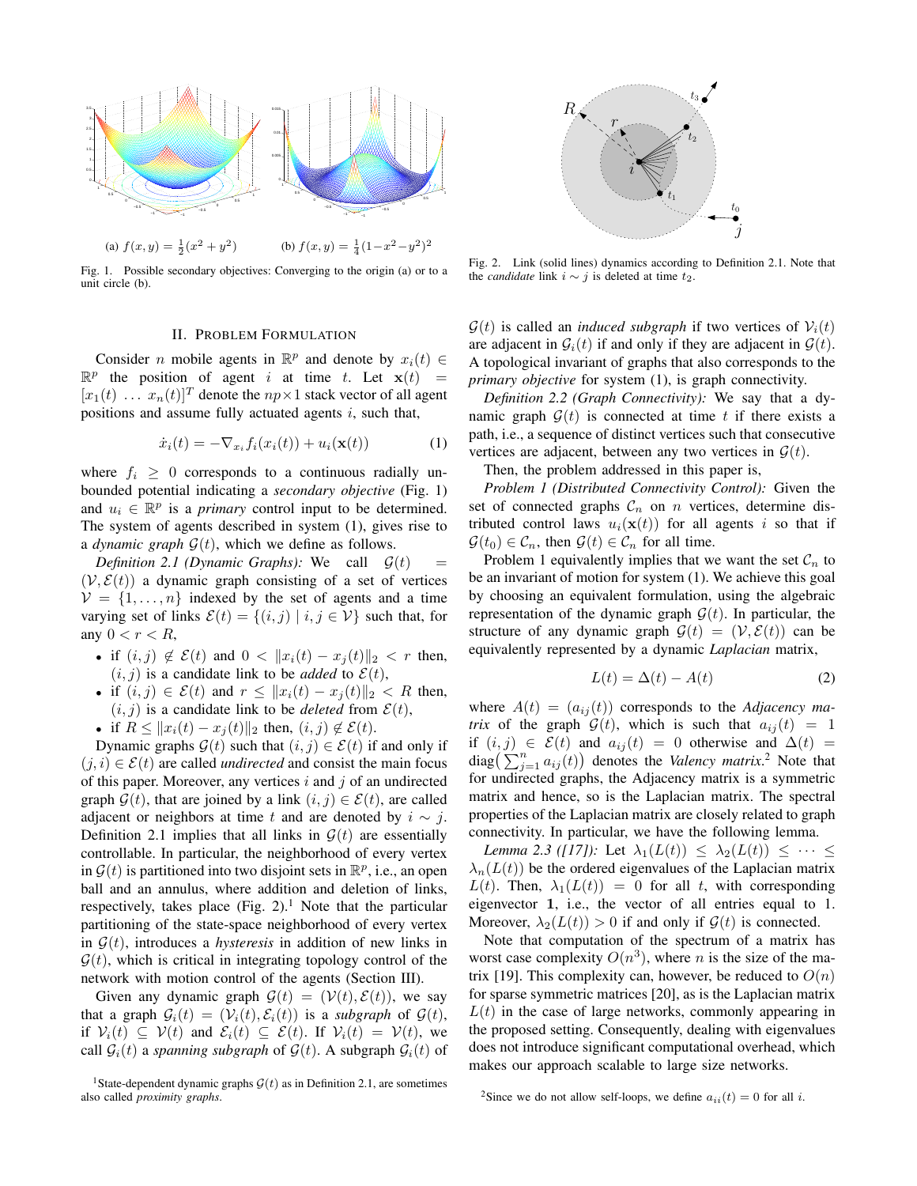(a) $f(x,y) = \frac{1}{2}(x^2 + y^2)$ (b) $f(x,y) = \frac{1}{4}(1-x^2-y^2)^2$

Fig. 1. Possible secondary objectives: Converging to the origin (a) or to a unit circle (b).

Fig. 2. Link (solid lines) dynamics according to Definition 2.1. Note that the *candidate* link $i \sim j$ is deleted at time $t_2$.

## II. Problem Formulation

Consider $n$ mobile agents in $\mathbb{R}^p$ and denote by $x_i(t) \in \mathbb{R}^p$ the position of agent $i$ at time $t$. Let $\mathbf{x}(t) = [x_1(t) \ \ldots \ x_n(t)]^T$ denote the $np \times 1$ stack vector of all agent positions and assume fully actuated agents $i$, such that,

$$\dot{x}_i(t) = -\nabla_{x_i} f_i(x_i(t)) + u_i(\mathbf{x}(t)) \tag{1}$$

where $f_i \geq 0$ corresponds to a continuous radially unbounded potential indicating a *secondary objective* (Fig. 1) and $u_i \in \mathbb{R}^p$ is a *primary* control input to be determined. The system of agents described in system (1), gives rise to a *dynamic graph* $\mathcal{G}(t)$, which we define as follows.

*Definition 2.1 (Dynamic Graphs):* We call $\mathcal{G}(t) = (\mathcal{V}, \mathcal{E}(t))$ a dynamic graph consisting of a set of vertices $\mathcal{V} = \{1, \ldots, n\}$ indexed by the set of agents and a time varying set of links $\mathcal{E}(t) = \{(i,j) \mid i,j \in \mathcal{V}\}$ such that, for any $0 < r < R$,

- if $(i,j) \notin \mathcal{E}(t)$ and $0 < \|x_i(t) - x_j(t)\|_2 < r$ then, $(i,j)$ is a candidate link to be *added* to $\mathcal{E}(t)$,
- if $(i,j) \in \mathcal{E}(t)$ and $r \leq \|x_i(t) - x_j(t)\|_2 < R$ then, $(i,j)$ is a candidate link to be *deleted* from $\mathcal{E}(t)$,
- if $R \leq \|x_i(t) - x_j(t)\|_2$ then, $(i,j) \notin \mathcal{E}(t)$.

Dynamic graphs $\mathcal{G}(t)$ such that $(i,j) \in \mathcal{E}(t)$ if and only if $(j,i) \in \mathcal{E}(t)$ are called *undirected* and consist the main focus of this paper. Moreover, any vertices $i$ and $j$ of an undirected graph $\mathcal{G}(t)$, that are joined by a link $(i,j) \in \mathcal{E}(t)$, are called adjacent or neighbors at time $t$ and are denoted by $i \sim j$. Definition 2.1 implies that all links in $\mathcal{G}(t)$ are essentially controllable. In particular, the neighborhood of every vertex in $\mathcal{G}(t)$ is partitioned into two disjoint sets in $\mathbb{R}^p$, i.e., an open ball and an annulus, where addition and deletion of links, respectively, takes place (Fig. 2).[1] Note that the particular partitioning of the state-space neighborhood of every vertex in $\mathcal{G}(t)$, introduces a *hysteresis* in addition of new links in $\mathcal{G}(t)$, which is critical in integrating topology control of the network with motion control of the agents (Section III).

Given any dynamic graph $\mathcal{G}(t) = (\mathcal{V}(t), \mathcal{E}(t))$, we say that a graph $\mathcal{G}_i(t) = (\mathcal{V}_i(t), \mathcal{E}_i(t))$ is a *subgraph* of $\mathcal{G}(t)$, if $\mathcal{V}_i(t) \subseteq \mathcal{V}(t)$ and $\mathcal{E}_i(t) \subseteq \mathcal{E}(t)$. If $\mathcal{V}_i(t) = \mathcal{V}(t)$, we call $\mathcal{G}_i(t)$ a *spanning subgraph* of $\mathcal{G}(t)$. A subgraph $\mathcal{G}_i(t)$ of $\mathcal{G}(t)$ is called an *induced subgraph* if two vertices of $\mathcal{V}_i(t)$ are adjacent in $\mathcal{G}_i(t)$ if and only if they are adjacent in $\mathcal{G}(t)$. A topological invariant of graphs that also corresponds to the *primary objective* for system (1), is graph connectivity.

*Definition 2.2 (Graph Connectivity):* We say that a dynamic graph $\mathcal{G}(t)$ is connected at time $t$ if there exists a path, i.e., a sequence of distinct vertices such that consecutive vertices are adjacent, between any two vertices in $\mathcal{G}(t)$.

Then, the problem addressed in this paper is,

*Problem 1 (Distributed Connectivity Control):* Given the set of connected graphs $\mathcal{C}_n$ on $n$ vertices, determine distributed control laws $u_i(\mathbf{x}(t))$ for all agents $i$ so that if $\mathcal{G}(t_0) \in \mathcal{C}_n$, then $\mathcal{G}(t) \in \mathcal{C}_n$ for all time.

Problem 1 equivalently implies that we want the set $\mathcal{C}_n$ to be an invariant of motion for system (1). We achieve this goal by choosing an equivalent formulation, using the algebraic representation of the dynamic graph $\mathcal{G}(t)$. In particular, the structure of any dynamic graph $\mathcal{G}(t) = (\mathcal{V}, \mathcal{E}(t))$ can be equivalently represented by a dynamic *Laplacian* matrix,

$$L(t) = \Delta(t) - A(t) \tag{2}$$

where $A(t) = (a_{ij}(t))$ corresponds to the *Adjacency matrix* of the graph $\mathcal{G}(t)$, which is such that $a_{ij}(t) = 1$ if $(i,j) \in \mathcal{E}(t)$ and $a_{ij}(t) = 0$ otherwise and $\Delta(t) = \text{diag}\big(\sum_{j=1}^n a_{ij}(t)\big)$ denotes the *Valency matrix*.[2] Note that for undirected graphs, the Adjacency matrix is a symmetric matrix and hence, so is the Laplacian matrix. The spectral properties of the Laplacian matrix are closely related to graph connectivity. In particular, we have the following lemma.

*Lemma 2.3 ([17]):* Let $\lambda_1(L(t)) \leq \lambda_2(L(t)) \leq \cdots \leq \lambda_n(L(t))$ be the ordered eigenvalues of the Laplacian matrix $L(t)$. Then, $\lambda_1(L(t)) = 0$ for all $t$, with corresponding eigenvector $\mathbf{1}$, i.e., the vector of all entries equal to 1. Moreover, $\lambda_2(L(t)) > 0$ if and only if $\mathcal{G}(t)$ is connected.

Note that computation of the spectrum of a matrix has worst case complexity $O(n^3)$, where $n$ is the size of the matrix [19]. This complexity can, however, be reduced to $O(n)$ for sparse symmetric matrices [20], as is the Laplacian matrix $L(t)$ in the case of large networks, commonly appearing in the proposed setting. Consequently, dealing with eigenvalues does not introduce significant computational overhead, which makes our approach scalable to large size networks.

[1] State-dependent dynamic graphs $\mathcal{G}(t)$ as in Definition 2.1, are sometimes also called *proximity graphs*.

[2] Since we do not allow self-loops, we define $a_{ii}(t) = 0$ for all $i$.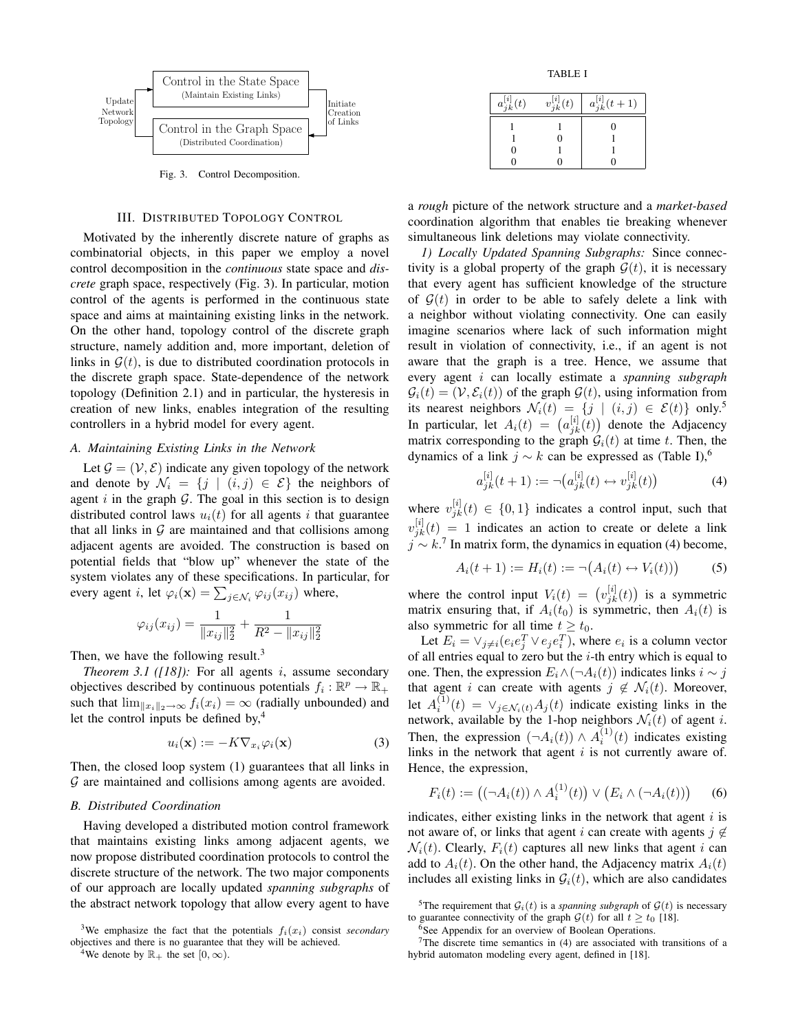Update Network Topology

Control in the State Space
(Maintain Existing Links)

Initiate Creation of Links

Control in the Graph Space
(Distributed Coordination)

Fig. 3. Control Decomposition.

## III. Distributed Topology Control

Motivated by the inherently discrete nature of graphs as combinatorial objects, in this paper we employ a novel control decomposition in the *continuous* state space and *discrete* graph space, respectively (Fig. 3). In particular, motion control of the agents is performed in the continuous state space and aims at maintaining existing links in the network. On the other hand, topology control of the discrete graph structure, namely addition and, more important, deletion of links in $\mathcal{G}(t)$, is due to distributed coordination protocols in the discrete graph space. State-dependence of the network topology (Definition 2.1) and in particular, the hysteresis in creation of new links, enables integration of the resulting controllers in a hybrid model for every agent.

### A. Maintaining Existing Links in the Network

Let $\mathcal{G} = (\mathcal{V}, \mathcal{E})$ indicate any given topology of the network and denote by $\mathcal{N}_i = \{j \mid (i,j) \in \mathcal{E}\}$ the neighbors of agent $i$ in the graph $\mathcal{G}$. The goal in this section is to design distributed control laws $u_i(t)$ for all agents $i$ that guarantee that all links in $\mathcal{G}$ are maintained and that collisions among adjacent agents are avoided. The construction is based on potential fields that "blow up" whenever the state of the system violates any of these specifications. In particular, for every agent $i$, let $\varphi_i(\mathbf{x}) = \sum_{j \in \mathcal{N}_i} \varphi_{ij}(x_{ij})$ where,

$$\varphi_{ij}(x_{ij}) = \frac{1}{\|x_{ij}\|_2^2} + \frac{1}{R^2 - \|x_{ij}\|_2^2}$$

Then, we have the following result.[3]

*Theorem 3.1 ([18]):* For all agents $i$, assume secondary objectives described by continuous potentials $f_i : \mathbb{R}^p \to \mathbb{R}_+$ such that $\lim_{\|x_i\|_2 \to \infty} f_i(x_i) = \infty$ (radially unbounded) and let the control inputs be defined by,[4]

$$u_i(\mathbf{x}) := -K \nabla_{x_i} \varphi_i(\mathbf{x}) \tag{3}$$

Then, the closed loop system (1) guarantees that all links in $\mathcal{G}$ are maintained and collisions among agents are avoided.

### B. Distributed Coordination

Having developed a distributed motion control framework that maintains existing links among adjacent agents, we now propose distributed coordination protocols to control the discrete structure of the network. The two major components of our approach are locally updated *spanning subgraphs* of the abstract network topology that allow every agent to have a *rough* picture of the network structure and a *market-based* coordination algorithm that enables tie breaking whenever simultaneous link deletions may violate connectivity.

*1) Locally Updated Spanning Subgraphs:* Since connectivity is a global property of the graph $\mathcal{G}(t)$, it is necessary that every agent has sufficient knowledge of the structure of $\mathcal{G}(t)$ in order to be able to safely delete a link with a neighbor without violating connectivity. One can easily imagine scenarios where lack of such information might result in violation of connectivity, i.e., if an agent is not aware that the graph is a tree. Hence, we assume that every agent $i$ can locally estimate a *spanning subgraph* $\mathcal{G}_i(t) = (\mathcal{V}, \mathcal{E}_i(t))$ of the graph $\mathcal{G}(t)$, using information from its nearest neighbors $\mathcal{N}_i(t) = \{j \mid (i,j) \in \mathcal{E}(t)\}$ only.[5] In particular, let $A_i(t) = \big(a_{jk}^{[i]}(t)\big)$ denote the Adjacency matrix corresponding to the graph $\mathcal{G}_i(t)$ at time $t$. Then, the dynamics of a link $j \sim k$ can be expressed as (Table I),[6]

TABLE I

| $a_{jk}^{[i]}(t)$ | $v_{jk}^{[i]}(t)$ | $a_{jk}^{[i]}(t+1)$ |
|---|---|---|
| 1 | 1 | 0 |
| 1 | 0 | 1 |
| 0 | 1 | 1 |
| 0 | 0 | 0 |

$$a_{jk}^{[i]}(t+1) := \neg\big(a_{jk}^{[i]}(t) \leftrightarrow v_{jk}^{[i]}(t)\big) \tag{4}$$

where $v_{jk}^{[i]}(t) \in \{0,1\}$ indicates a control input, such that $v_{jk}^{[i]}(t) = 1$ indicates an action to create or delete a link $j \sim k$.[7] In matrix form, the dynamics in equation (4) become,

$$A_i(t+1) := H_i(t) := \neg\big(A_i(t) \leftrightarrow V_i(t)\big) \tag{5}$$

where the control input $V_i(t) = \big(v_{jk}^{[i]}(t)\big)$ is a symmetric matrix ensuring that, if $A_i(t_0)$ is symmetric, then $A_i(t)$ is also symmetric for all time $t \geq t_0$.

Let $E_i = \vee_{j \neq i}(e_i e_j^T \vee e_j e_i^T)$, where $e_i$ is a column vector of all entries equal to zero but the $i$-th entry which is equal to one. Then, the expression $E_i \wedge (\neg A_i(t))$ indicates links $i \sim j$ that agent $i$ can create with agents $j \notin \mathcal{N}_i(t)$. Moreover, let $A_i^{(1)}(t) = \vee_{j \in \mathcal{N}_i(t)} A_j(t)$ indicate existing links in the network, available by the 1-hop neighbors $\mathcal{N}_i(t)$ of agent $i$. Then, the expression $(\neg A_i(t)) \wedge A_i^{(1)}(t)$ indicates existing links in the network that agent $i$ is not currently aware of. Hence, the expression,

$$F_i(t) := \big((\neg A_i(t)) \wedge A_i^{(1)}(t)\big) \vee \big(E_i \wedge (\neg A_i(t))\big) \tag{6}$$

indicates, either existing links in the network that agent $i$ is not aware of, or links that agent $i$ can create with agents $j \notin \mathcal{N}_i(t)$. Clearly, $F_i(t)$ captures all new links that agent $i$ can add to $A_i(t)$. On the other hand, the Adjacency matrix $A_i(t)$ includes all existing links in $\mathcal{G}_i(t)$, which are also candidates

[3] We emphasize the fact that the potentials $f_i(x_i)$ consist *secondary* objectives and there is no guarantee that they will be achieved.

[4] We denote by $\mathbb{R}_+$ the set $[0, \infty)$.

[5] The requirement that $\mathcal{G}_i(t)$ is a *spanning subgraph* of $\mathcal{G}(t)$ is necessary to guarantee connectivity of the graph $\mathcal{G}(t)$ for all $t \geq t_0$ [18].

[6] See Appendix for an overview of Boolean Operations.

[7] The discrete time semantics in (4) are associated with transitions of a hybrid automaton modeling every agent, defined in [18].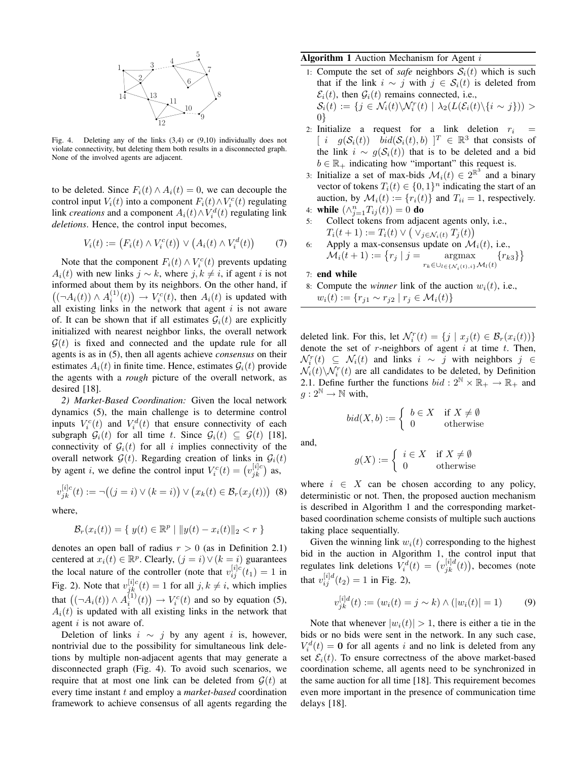Fig. 4. Deleting any of the links (3,4) or (9,10) individually does not violate connectivity, but deleting them both results in a disconnected graph. None of the involved agents are adjacent.

to be deleted. Since $F_i(t) \wedge A_i(t) = 0$, we can decouple the control input $V_i(t)$ into a component $F_i(t) \wedge V_i^c(t)$ regulating link *creations* and a component $A_i(t) \wedge V_i^d(t)$ regulating link *deletions*. Hence, the control input becomes,

$$V_i(t) := \big(F_i(t) \wedge V_i^c(t)\big) \vee \big(A_i(t) \wedge V_i^d(t)\big) \qquad (7)$$

Note that the component $F_i(t) \wedge V_i^c(t)$ prevents updating $A_i(t)$ with new links $j \sim k$, where $j, k \neq i$, if agent $i$ is not informed about them by its neighbors. On the other hand, if $\big((\neg A_i(t)) \wedge A_i^{(1)}(t)\big) \rightarrow V_i^c(t)$, then $A_i(t)$ is updated with all existing links in the network that agent $i$ is not aware of. It can be shown that if all estimates $\mathcal{G}_i(t)$ are explicitly initialized with nearest neighbor links, the overall network $\mathcal{G}(t)$ is fixed and connected and the update rule for all agents is as in (5), then all agents achieve *consensus* on their estimates $A_i(t)$ in finite time. Hence, estimates $\mathcal{G}_i(t)$ provide the agents with a *rough* picture of the overall network, as desired [18].

*2) Market-Based Coordination:* Given the local network dynamics (5), the main challenge is to determine control inputs $V_i^c(t)$ and $V_i^d(t)$ that ensure connectivity of each subgraph $\mathcal{G}_i(t)$ for all time $t$. Since $\mathcal{G}_i(t) \subseteq \mathcal{G}(t)$ [18], connectivity of $\mathcal{G}_i(t)$ for all $i$ implies connectivity of the overall network $\mathcal{G}(t)$. Regarding creation of links in $\mathcal{G}_i(t)$ by agent $i$, we define the control input $V_i^c(t) = \big(v_{jk}^{[i]c}\big)$ as,

$$v_{jk}^{[i]c}(t) := \neg\big((j = i) \vee (k = i)\big) \vee \big(x_k(t) \in \mathcal{B}_r(x_j(t))\big) \quad (8)$$

where,

$$\mathcal{B}_r(x_i(t)) = \{\ y(t) \in \mathbb{R}^p \mid \|y(t) - x_i(t)\|_2 < r\ \}$$

denotes an open ball of radius $r > 0$ (as in Definition 2.1) centered at $x_i(t) \in \mathbb{R}^p$. Clearly, $(j = i) \vee (k = i)$ guarantees the local nature of the controller (note that $v_{ij}^{[i]c}(t_1) = 1$ in Fig. 2). Note that $v_{jk}^{[i]c}(t) = 1$ for all $j, k \neq i$, which implies that $\big((\neg A_i(t)) \wedge A_i^{(1)}(t)\big) \rightarrow V_i^c(t)$ and so by equation (5), $A_i(t)$ is updated with all existing links in the network that agent $i$ is not aware of.

Deletion of links $i \sim j$ by any agent $i$ is, however, nontrivial due to the possibility for simultaneous link deletions by multiple non-adjacent agents that may generate a disconnected graph (Fig. 4). To avoid such scenarios, we require that at most one link can be deleted from $\mathcal{G}(t)$ at every time instant $t$ and employ a *market-based* coordination framework to achieve consensus of all agents regarding the deleted link. For this, let $\mathcal{N}_i^r(t) = \{j \mid x_j(t) \in \mathcal{B}_r(x_i(t))\}$ denote the set of $r$-neighbors of agent $i$ at time $t$. Then, $\mathcal{N}_i^r(t) \subseteq \mathcal{N}_i(t)$ and links $i \sim j$ with neighbors $j \in \mathcal{N}_i(t) \backslash \mathcal{N}_i^r(t)$ are all candidates to be deleted, by Definition 2.1. Define further the functions $bid : 2^{\mathbb{N}} \times \mathbb{R}_+ \rightarrow \mathbb{R}_+$ and $g : 2^{\mathbb{N}} \rightarrow \mathbb{N}$ with,

$$bid(X, b) := \begin{cases} b \in X & \text{if } X \neq \emptyset \\ 0 & \text{otherwise} \end{cases}$$

and,

$$g(X) := \begin{cases} i \in X & \text{if } X \neq \emptyset \\ 0 & \text{otherwise} \end{cases}$$

where $i \in X$ can be chosen according to any policy, deterministic or not. Then, the proposed auction mechanism is described in Algorithm 1 and the corresponding market-based coordination scheme consists of multiple such auctions taking place sequentially.

**Algorithm 1** Auction Mechanism for Agent $i$

1: Compute the set of *safe* neighbors $\mathcal{S}_i(t)$ which is such that if the link $i \sim j$ with $j \in \mathcal{S}_i(t)$ is deleted from $\mathcal{E}_i(t)$, then $\mathcal{G}_i(t)$ remains connected, i.e., $\mathcal{S}_i(t) := \{j \in \mathcal{N}_i(t) \backslash \mathcal{N}_i^r(t) \mid \lambda_2(L(\mathcal{E}_i(t) \backslash \{i \sim j\})) > 0\}$
2: Initialize a request for a link deletion $r_i = [\ i \quad g(\mathcal{S}_i(t)) \quad bid(\mathcal{S}_i(t), b)\ ]^T \in \mathbb{R}^3$ that consists of the link $i \sim g(\mathcal{S}_i(t))$ that is to be deleted and a bid $b \in \mathbb{R}_+$ indicating how "important" this request is.
3: Initialize a set of max-bids $\mathcal{M}_i(t) \in 2^{\mathbb{R}^3}$ and a binary vector of tokens $T_i(t) \in \{0, 1\}^n$ indicating the start of an auction, by $\mathcal{M}_i(t) := \{r_i(t)\}$ and $T_{ii} = 1$, respectively.
4: **while** $(\wedge_{j=1}^n T_{ij}(t)) = 0$ **do**
5: Collect tokens from adjacent agents only, i.e., $T_i(t+1) := T_i(t) \vee \big(\vee_{j \in \mathcal{N}_i(t)} T_j(t)\big)$
6: Apply a max-consensus update on $\mathcal{M}_i(t)$, i.e., $\mathcal{M}_i(t+1) := \big\{r_j \mid j = \underset{r_k \in \cup_{l \in \{\mathcal{N}_i(t), i\}} \mathcal{M}_l(t)}{\operatorname{argmax}} \{r_{k3}\}\big\}$
7: **end while**
8: Compute the *winner* link of the auction $w_i(t)$, i.e., $w_i(t) := \{r_{j1} \sim r_{j2} \mid r_j \in \mathcal{M}_i(t)\}$

Given the winning link $w_i(t)$ corresponding to the highest bid in the auction in Algorithm 1, the control input that regulates link deletions $V_i^d(t) = \big(v_{jk}^{[i]d}(t)\big)$, becomes (note that $v_{ij}^{[i]d}(t_2) = 1$ in Fig. 2),

$$v_{jk}^{[i]d}(t) := (w_i(t) = j \sim k) \wedge (|w_i(t)| = 1) \qquad (9)$$

Note that whenever $|w_i(t)| > 1$, there is either a tie in the bids or no bids were sent in the network. In any such case, $V_i^d(t) = \mathbf{0}$ for all agents $i$ and no link is deleted from any set $\mathcal{E}_i(t)$. To ensure correctness of the above market-based coordination scheme, all agents need to be synchronized in the same auction for all time [18]. This requirement becomes even more important in the presence of communication time delays [18].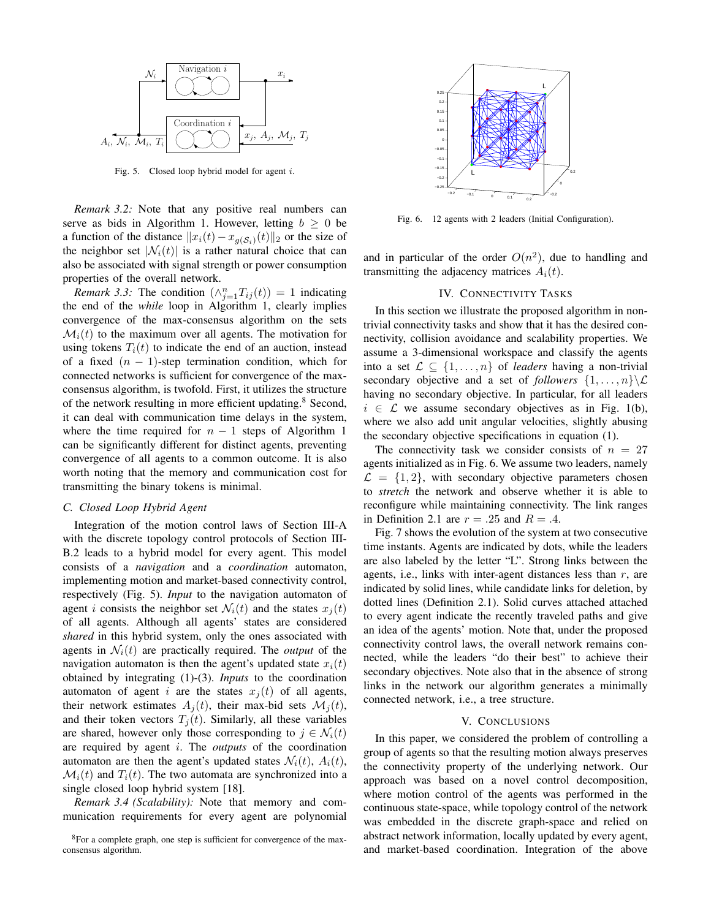Fig. 5. Closed loop hybrid model for agent $i$.

*Remark 3.2:* Note that any positive real numbers can serve as bids in Algorithm 1. However, letting $b \geq 0$ be a function of the distance $\|x_i(t) - x_{g(\mathcal{S}_i)}(t)\|_2$ or the size of the neighbor set $|\mathcal{N}_i(t)|$ is a rather natural choice that can also be associated with signal strength or power consumption properties of the overall network.

*Remark 3.3:* The condition $(\wedge_{j=1}^n T_{ij}(t)) = 1$ indicating the end of the *while* loop in Algorithm 1, clearly implies convergence of the max-consensus algorithm on the sets $\mathcal{M}_i(t)$ to the maximum over all agents. The motivation for using tokens $T_i(t)$ to indicate the end of an auction, instead of a fixed $(n-1)$-step termination condition, which for connected networks is sufficient for convergence of the max-consensus algorithm, is twofold. First, it utilizes the structure of the network resulting in more efficient updating.[8] Second, it can deal with communication time delays in the system, where the time required for $n-1$ steps of Algorithm 1 can be significantly different for distinct agents, preventing convergence of all agents to a common outcome. It is also worth noting that the memory and communication cost for transmitting the binary tokens is minimal.

### *C. Closed Loop Hybrid Agent*

Integration of the motion control laws of Section III-A with the discrete topology control protocols of Section III-B.2 leads to a hybrid model for every agent. This model consists of a *navigation* and a *coordination* automaton, implementing motion and market-based connectivity control, respectively (Fig. 5). *Input* to the navigation automaton of agent $i$ consists the neighbor set $\mathcal{N}_i(t)$ and the states $x_j(t)$ of all agents. Although all agents' states are considered *shared* in this hybrid system, only the ones associated with agents in $\mathcal{N}_i(t)$ are practically required. The *output* of the navigation automaton is then the agent's updated state $x_i(t)$ obtained by integrating (1)-(3). *Inputs* to the coordination automaton of agent $i$ are the states $x_j(t)$ of all agents, their network estimates $A_j(t)$, their max-bid sets $\mathcal{M}_j(t)$, and their token vectors $T_j(t)$. Similarly, all these variables are shared, however only those corresponding to $j \in \mathcal{N}_i(t)$ are required by agent $i$. The *outputs* of the coordination automaton are then the agent's updated states $\mathcal{N}_i(t)$, $A_i(t)$, $\mathcal{M}_i(t)$ and $T_i(t)$. The two automata are synchronized into a single closed loop hybrid system [18].

*Remark 3.4 (Scalability):* Note that memory and communication requirements for every agent are polynomial and in particular of the order $O(n^2)$, due to handling and transmitting the adjacency matrices $A_i(t)$.

[8]For a complete graph, one step is sufficient for convergence of the max-consensus algorithm.

Fig. 6. 12 agents with 2 leaders (Initial Configuration).

## IV. CONNECTIVITY TASKS

In this section we illustrate the proposed algorithm in non-trivial connectivity tasks and show that it has the desired connectivity, collision avoidance and scalability properties. We assume a 3-dimensional workspace and classify the agents into a set $\mathcal{L} \subseteq \{1, \ldots, n\}$ of *leaders* having a non-trivial secondary objective and a set of *followers* $\{1, \ldots, n\} \backslash \mathcal{L}$ having no secondary objective. In particular, for all leaders $i \in \mathcal{L}$ we assume secondary objectives as in Fig. 1(b), where we also add unit angular velocities, slightly abusing the secondary objective specifications in equation (1).

The connectivity task we consider consists of $n = 27$ agents initialized as in Fig. 6. We assume two leaders, namely $\mathcal{L} = \{1, 2\}$, with secondary objective parameters chosen to *stretch* the network and observe whether it is able to reconfigure while maintaining connectivity. The link ranges in Definition 2.1 are $r = .25$ and $R = .4$.

Fig. 7 shows the evolution of the system at two consecutive time instants. Agents are indicated by dots, while the leaders are also labeled by the letter "L". Strong links between the agents, i.e., links with inter-agent distances less than $r$, are indicated by solid lines, while candidate links for deletion, by dotted lines (Definition 2.1). Solid curves attached attached to every agent indicate the recently traveled paths and give an idea of the agents' motion. Note that, under the proposed connectivity control laws, the overall network remains connected, while the leaders "do their best" to achieve their secondary objectives. Note also that in the absence of strong links in the network our algorithm generates a minimally connected network, i.e., a tree structure.

## V. CONCLUSIONS

In this paper, we considered the problem of controlling a group of agents so that the resulting motion always preserves the connectivity property of the underlying network. Our approach was based on a novel control decomposition, where motion control of the agents was performed in the continuous state-space, while topology control of the network was embedded in the discrete graph-space and relied on abstract network information, locally updated by every agent, and market-based coordination. Integration of the above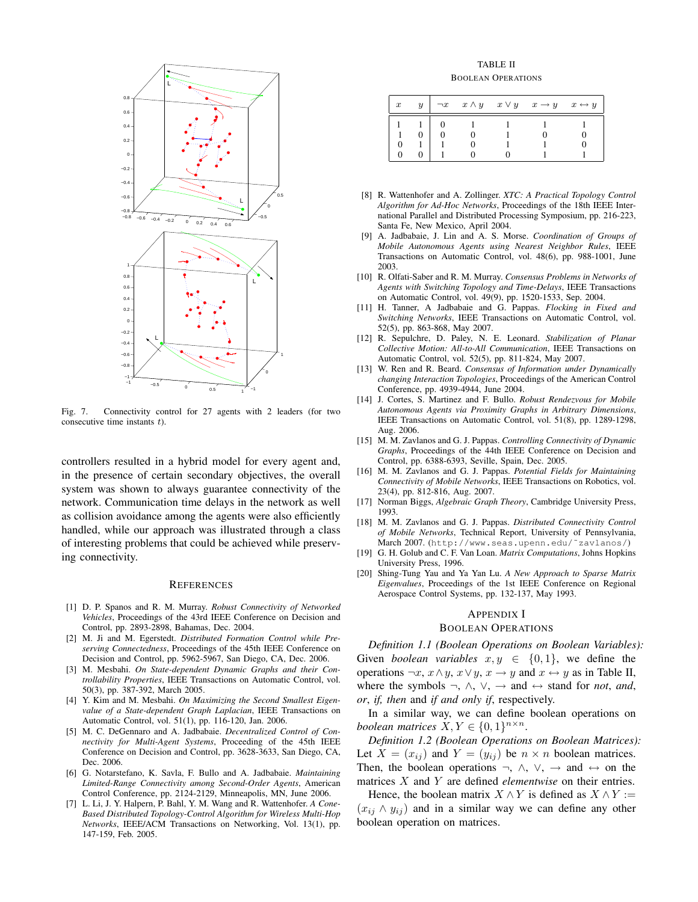0.8
0.6
0.4
0.2
0
−0.2
−0.4
−0.6
−0.8
−0.8 −0.6 −0.4 −0.2 0 0.2 0.4 0.6
0.5
0
−0.5
L
L

1
0.8
0.6
0.4
0.2
0
−0.2
−0.4
−0.6
−0.8
−1
−1 −0.5 0 0.5 1
1
0
−1
L
L

Fig. 7. Connectivity control for 27 agents with 2 leaders (for two consecutive time instants $t$).

controllers resulted in a hybrid model for every agent and, in the presence of certain secondary objectives, the overall system was shown to always guarantee connectivity of the network. Communication time delays in the network as well as collision avoidance among the agents were also efficiently handled, while our approach was illustrated through a class of interesting problems that could be achieved while preserving connectivity.

## References

[1] D. P. Spanos and R. M. Murray. *Robust Connectivity of Networked Vehicles*, Proceedings of the 43rd IEEE Conference on Decision and Control, pp. 2893-2898, Bahamas, Dec. 2004.

[2] M. Ji and M. Egerstedt. *Distributed Formation Control while Preserving Connectedness*, Proceedings of the 45th IEEE Conference on Decision and Control, pp. 5962-5967, San Diego, CA, Dec. 2006.

[3] M. Mesbahi. *On State-dependent Dynamic Graphs and their Controllability Properties*, IEEE Transactions on Automatic Control, vol. 50(3), pp. 387-392, March 2005.

[4] Y. Kim and M. Mesbahi. *On Maximizing the Second Smallest Eigenvalue of a State-dependent Graph Laplacian*, IEEE Transactions on Automatic Control, vol. 51(1), pp. 116-120, Jan. 2006.

[5] M. C. DeGennaro and A. Jadbabaie. *Decentralized Control of Connectivity for Multi-Agent Systems*, Proceeding of the 45th IEEE Conference on Decision and Control, pp. 3628-3633, San Diego, CA, Dec. 2006.

[6] G. Notarstefano, K. Savla, F. Bullo and A. Jadbabaie. *Maintaining Limited-Range Connectivity among Second-Order Agents*, American Control Conference, pp. 2124-2129, Minneapolis, MN, June 2006.

[7] L. Li, J. Y. Halpern, P. Bahl, Y. M. Wang and R. Wattenhofer. *A Cone-Based Distributed Topology-Control Algorithm for Wireless Multi-Hop Networks*, IEEE/ACM Transactions on Networking, Vol. 13(1), pp. 147-159, Feb. 2005.

[8] R. Wattenhofer and A. Zollinger. *XTC: A Practical Topology Control Algorithm for Ad-Hoc Networks*, Proceedings of the 18th IEEE International Parallel and Distributed Processing Symposium, pp. 216-223, Santa Fe, New Mexico, April 2004.

[9] A. Jadbabaie, J. Lin and A. S. Morse. *Coordination of Groups of Mobile Autonomous Agents using Nearest Neighbor Rules*, IEEE Transactions on Automatic Control, vol. 48(6), pp. 988-1001, June 2003.

[10] R. Olfati-Saber and R. M. Murray. *Consensus Problems in Networks of Agents with Switching Topology and Time-Delays*, IEEE Transactions on Automatic Control, vol. 49(9), pp. 1520-1533, Sep. 2004.

[11] H. Tanner, A Jadbabaie and G. Pappas. *Flocking in Fixed and Switching Networks*, IEEE Transactions on Automatic Control, vol. 52(5), pp. 863-868, May 2007.

[12] R. Sepulchre, D. Paley, N. E. Leonard. *Stabilization of Planar Collective Motion: All-to-All Communication*, IEEE Transactions on Automatic Control, vol. 52(5), pp. 811-824, May 2007.

[13] W. Ren and R. Beard. *Consensus of Information under Dynamically changing Interaction Topologies*, Proceedings of the American Control Conference, pp. 4939-4944, June 2004.

[14] J. Cortes, S. Martinez and F. Bullo. *Robust Rendezvous for Mobile Autonomous Agents via Proximity Graphs in Arbitrary Dimensions*, IEEE Transactions on Automatic Control, vol. 51(8), pp. 1289-1298, Aug. 2006.

[15] M. M. Zavlanos and G. J. Pappas. *Controlling Connectivity of Dynamic Graphs*, Proceedings of the 44th IEEE Conference on Decision and Control, pp. 6388-6393, Seville, Spain, Dec. 2005.

[16] M. M. Zavlanos and G. J. Pappas. *Potential Fields for Maintaining Connectivity of Mobile Networks*, IEEE Transactions on Robotics, vol. 23(4), pp. 812-816, Aug. 2007.

[17] Norman Biggs, *Algebraic Graph Theory*, Cambridge University Press, 1993.

[18] M. M. Zavlanos and G. J. Pappas. *Distributed Connectivity Control of Mobile Networks*, Technical Report, University of Pennsylvania, March 2007. (`http://www.seas.upenn.edu/~zavlanos/`)

[19] G. H. Golub and C. F. Van Loan. *Matrix Computations*, Johns Hopkins University Press, 1996.

[20] Shing-Tung Yau and Ya Yan Lu. *A New Approach to Sparse Matrix Eigenvalues*, Proceedings of the 1st IEEE Conference on Regional Aerospace Control Systems, pp. 132-137, May 1993.

## Appendix I
## Boolean Operations

*Definition 1.1 (Boolean Operations on Boolean Variables):* Given *boolean variables* $x, y \in \{0, 1\}$, we define the operations $\neg x$, $x \wedge y$, $x \vee y$, $x \rightarrow y$ and $x \leftrightarrow y$ as in Table II, where the symbols $\neg$, $\wedge$, $\vee$, $\rightarrow$ and $\leftrightarrow$ stand for *not*, *and*, *or*, *if, then* and *if and only if*, respectively.

TABLE II
Boolean Operations

| $x$ | $y$ | $\neg x$ | $x \wedge y$ | $x \vee y$ | $x \rightarrow y$ | $x \leftrightarrow y$ |
|---|---|---|---|---|---|---|
| 1 | 1 | 0 | 1 | 1 | 1 | 1 |
| 1 | 0 | 0 | 0 | 1 | 0 | 0 |
| 0 | 1 | 1 | 0 | 1 | 1 | 0 |
| 0 | 0 | 1 | 0 | 0 | 1 | 1 |

In a similar way, we can define boolean operations on *boolean matrices* $X, Y \in \{0, 1\}^{n \times n}$.

*Definition 1.2 (Boolean Operations on Boolean Matrices):* Let $X = (x_{ij})$ and $Y = (y_{ij})$ be $n \times n$ boolean matrices. Then, the boolean operations $\neg$, $\wedge$, $\vee$, $\rightarrow$ and $\leftrightarrow$ on the matrices $X$ and $Y$ are defined *elementwise* on their entries.

Hence, the boolean matrix $X \wedge Y$ is defined as $X \wedge Y := (x_{ij} \wedge y_{ij})$ and in a similar way we can define any other boolean operation on matrices.